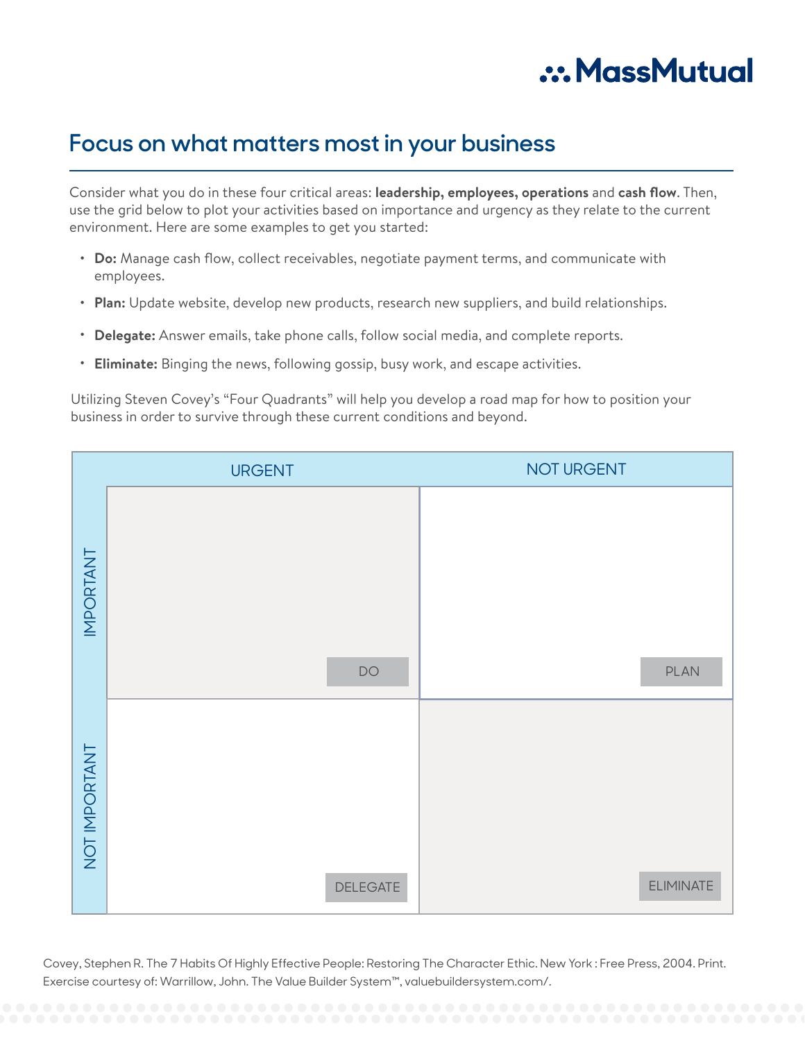# Focus on what matters most in your business

Consider what you do in these four critical areas: **leadership, employees, operations** and **cash flow**. Then, use the grid below to plot your activities based on importance and urgency as they relate to the current environment. Here are some examples to get you started:

- **Do:** Manage cash flow, collect receivables, negotiate payment terms, and communicate with employees.
- **Plan:** Update website, develop new products, research new suppliers, and build relationships.
- **Delegate:** Answer emails, take phone calls, follow social media, and complete reports.
- **Eliminate:** Binging the news, following gossip, busy work, and escape activities.

Utilizing Steven Covey's "Four Quadrants" will help you develop a road map for how to position your business in order to survive through these current conditions and beyond.

| | URGENT | NOT URGENT |
|---|---|---|
| IMPORTANT | DO | PLAN |
| NOT IMPORTANT | DELEGATE | ELIMINATE |

Covey, Stephen R. The 7 Habits Of Highly Effective People: Restoring The Character Ethic. New York : Free Press, 2004. Print.
Exercise courtesy of: Warrillow, John. The Value Builder System™, valuebuildersystem.com/.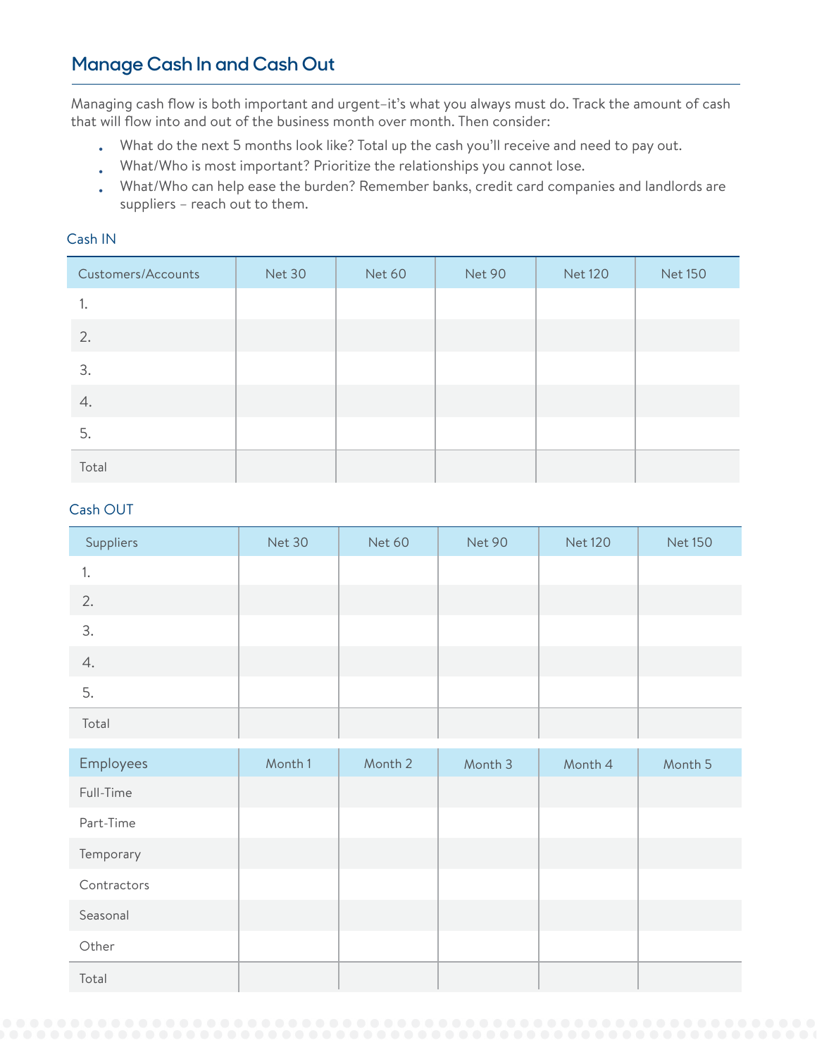## Manage Cash In and Cash Out

Managing cash flow is both important and urgent–it's what you always must do. Track the amount of cash that will flow into and out of the business month over month. Then consider:

- What do the next 5 months look like? Total up the cash you'll receive and need to pay out.
- What/Who is most important? Prioritize the relationships you cannot lose.
- What/Who can help ease the burden? Remember banks, credit card companies and landlords are suppliers – reach out to them.

### Cash IN

| Customers/Accounts | Net 30 | Net 60 | Net 90 | Net 120 | Net 150 |
|---|---|---|---|---|---|
| 1. | | | | | |
| 2. | | | | | |
| 3. | | | | | |
| 4. | | | | | |
| 5. | | | | | |
| Total | | | | | |

### Cash OUT

| Suppliers | Net 30 | Net 60 | Net 90 | Net 120 | Net 150 |
|---|---|---|---|---|---|
| 1. | | | | | |
| 2. | | | | | |
| 3. | | | | | |
| 4. | | | | | |
| 5. | | | | | |
| Total | | | | | |

| Employees | Month 1 | Month 2 | Month 3 | Month 4 | Month 5 |
|---|---|---|---|---|---|
| Full-Time | | | | | |
| Part-Time | | | | | |
| Temporary | | | | | |
| Contractors | | | | | |
| Seasonal | | | | | |
| Other | | | | | |
| Total | | | | | |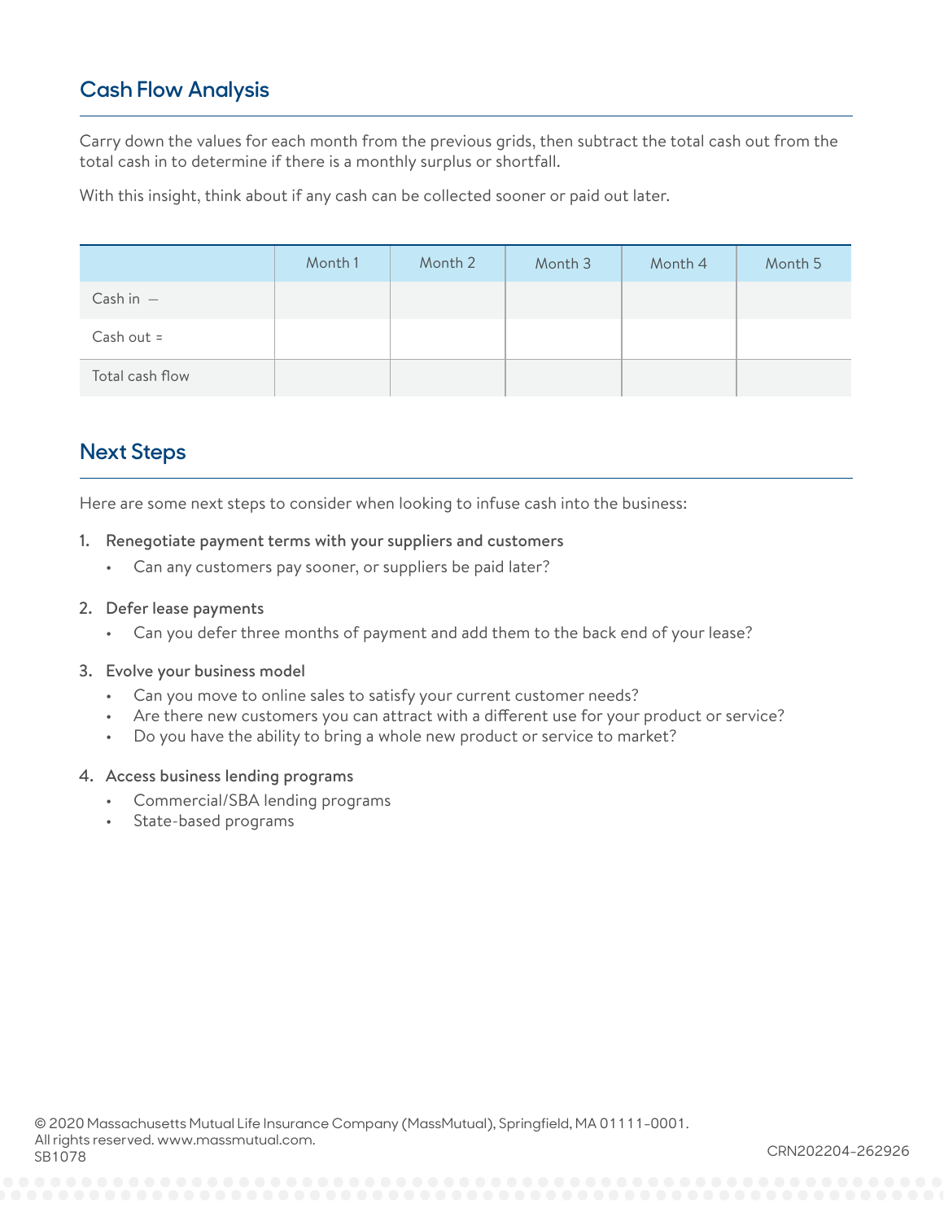## Cash Flow Analysis

Carry down the values for each month from the previous grids, then subtract the total cash out from the total cash in to determine if there is a monthly surplus or shortfall.

With this insight, think about if any cash can be collected sooner or paid out later.

| | Month 1 | Month 2 | Month 3 | Month 4 | Month 5 |
|---|---|---|---|---|---|
| Cash in – | | | | | |
| Cash out = | | | | | |
| Total cash flow | | | | | |

## Next Steps

Here are some next steps to consider when looking to infuse cash into the business:

1. Renegotiate payment terms with your suppliers and customers
   - Can any customers pay sooner, or suppliers be paid later?
2. Defer lease payments
   - Can you defer three months of payment and add them to the back end of your lease?
3. Evolve your business model
   - Can you move to online sales to satisfy your current customer needs?
   - Are there new customers you can attract with a different use for your product or service?
   - Do you have the ability to bring a whole new product or service to market?
4. Access business lending programs
   - Commercial/SBA lending programs
   - State-based programs

© 2020 Massachusetts Mutual Life Insurance Company (MassMutual), Springfield, MA 01111-0001.
All rights reserved. www.massmutual.com.
SB1078

CRN202204-262926